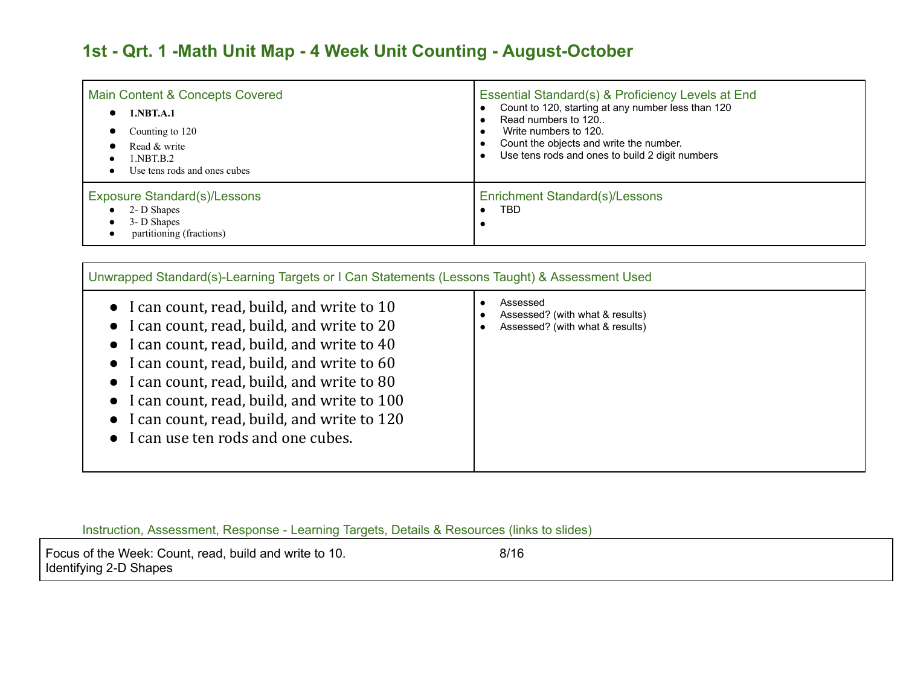## 1st - Qrt. 1 -Math Unit Map - 4 Week Unit Counting - August-October

| Main Content & Concepts Covered | Essential Standard(s) & Proficiency Levels at End |
|---|---|
| • **1.NBT.A.1**<br>• Counting to 120<br>• Read & write<br>• 1.NBT.B.2<br>• Use tens rods and ones cubes | • Count to 120, starting at any number less than 120<br>• Read numbers to 120..<br>• Write numbers to 120.<br>• Count the objects and write the number.<br>• Use tens rods and ones to build 2 digit numbers |
| **Exposure Standard(s)/Lessons** | **Enrichment Standard(s)/Lessons** |
| • 2- D Shapes<br>• 3- D Shapes<br>• partitioning (fractions) | • TBD<br>• |

| Unwrapped Standard(s)-Learning Targets or I Can Statements (Lessons Taught) & Assessment Used | |
|---|---|
| • I can count, read, build, and write to 10<br>• I can count, read, build, and write to 20<br>• I can count, read, build, and write to 40<br>• I can count, read, build, and write to 60<br>• I can count, read, build, and write to 80<br>• I can count, read, build, and write to 100<br>• I can count, read, build, and write to 120<br>• I can use ten rods and one cubes. | • Assessed<br>• Assessed? (with what & results)<br>• Assessed? (with what & results) |

Instruction, Assessment, Response - Learning Targets, Details & Resources (links to slides)

| Focus of the Week: Count, read, build and write to 10.<br>Identifying 2-D Shapes | 8/16 |
|---|---|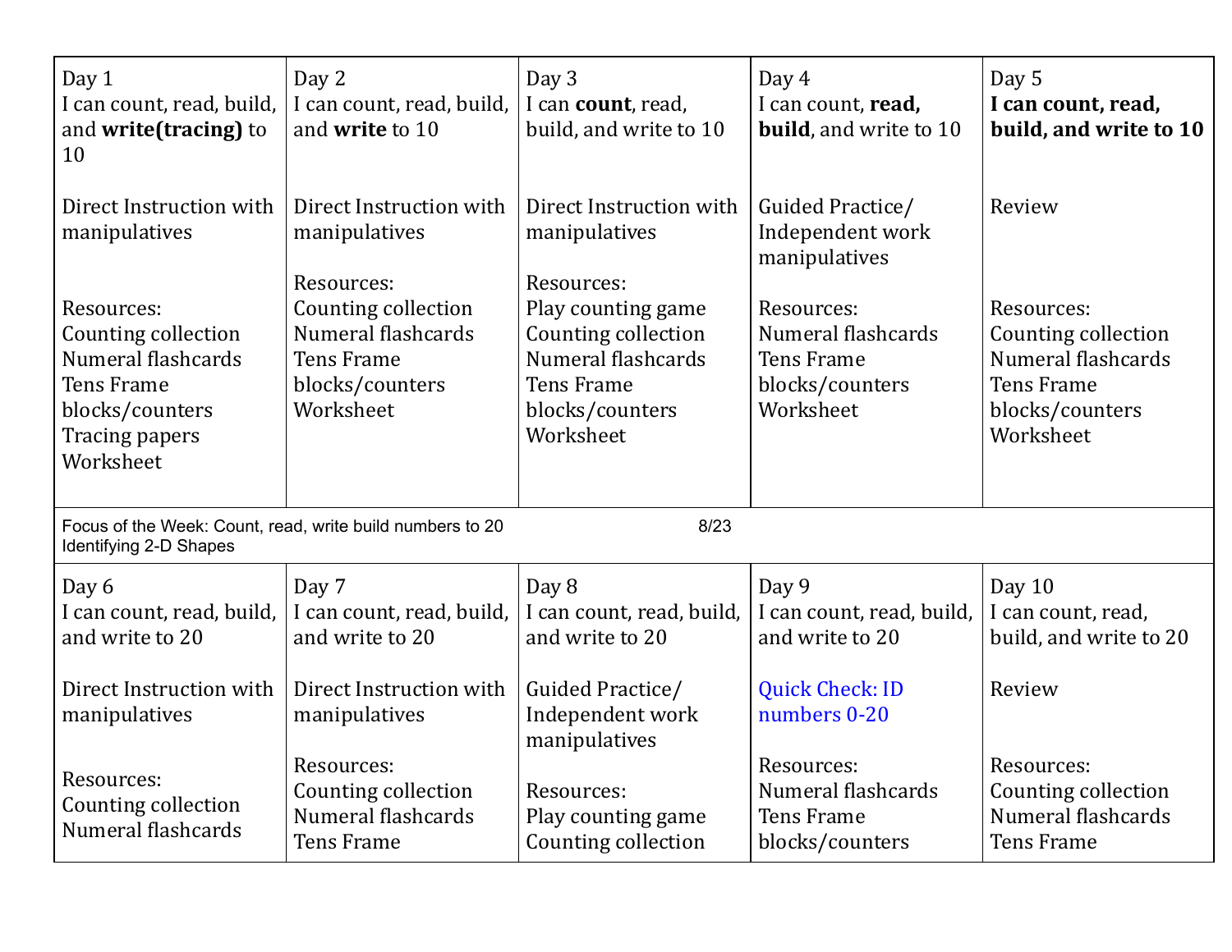| Day 1 | Day 2 | Day 3 | Day 4 | Day 5 |
|---|---|---|---|---|
| I can count, read, build, and **write(tracing)** to 10<br><br>Direct Instruction with manipulatives<br><br>Resources:<br>Counting collection<br>Numeral flashcards<br>Tens Frame<br>blocks/counters<br>Tracing papers<br>Worksheet | I can count, read, build, and **write** to 10<br><br>Direct Instruction with manipulatives<br><br>Resources:<br>Counting collection<br>Numeral flashcards<br>Tens Frame<br>blocks/counters<br>Worksheet | I can **count**, read, build, and write to 10<br><br>Direct Instruction with manipulatives<br><br>Resources:<br>Play counting game<br>Counting collection<br>Numeral flashcards<br>Tens Frame<br>blocks/counters<br>Worksheet | I can count, **read, build**, and write to 10<br><br>Guided Practice/ Independent work manipulatives<br><br>Resources:<br>Numeral flashcards<br>Tens Frame<br>blocks/counters<br>Worksheet | **I can count, read, build, and write to 10**<br><br>Review<br><br>Resources:<br>Counting collection<br>Numeral flashcards<br>Tens Frame<br>blocks/counters<br>Worksheet |
| Focus of the Week: Count, read, write build numbers to 20<br>Identifying 2-D Shapes | | 8/23 | | |
| Day 6<br>I can count, read, build, and write to 20<br><br>Direct Instruction with manipulatives<br><br>Resources:<br>Counting collection<br>Numeral flashcards | Day 7<br>I can count, read, build, and write to 20<br><br>Direct Instruction with manipulatives<br><br>Resources:<br>Counting collection<br>Numeral flashcards<br>Tens Frame | Day 8<br>I can count, read, build, and write to 20<br><br>Guided Practice/ Independent work manipulatives<br><br>Resources:<br>Play counting game<br>Counting collection | Day 9<br>I can count, read, build, and write to 20<br><br>Quick Check: ID numbers 0-20<br><br>Resources:<br>Numeral flashcards<br>Tens Frame<br>blocks/counters | Day 10<br>I can count, read, build, and write to 20<br><br>Review<br><br>Resources:<br>Counting collection<br>Numeral flashcards<br>Tens Frame |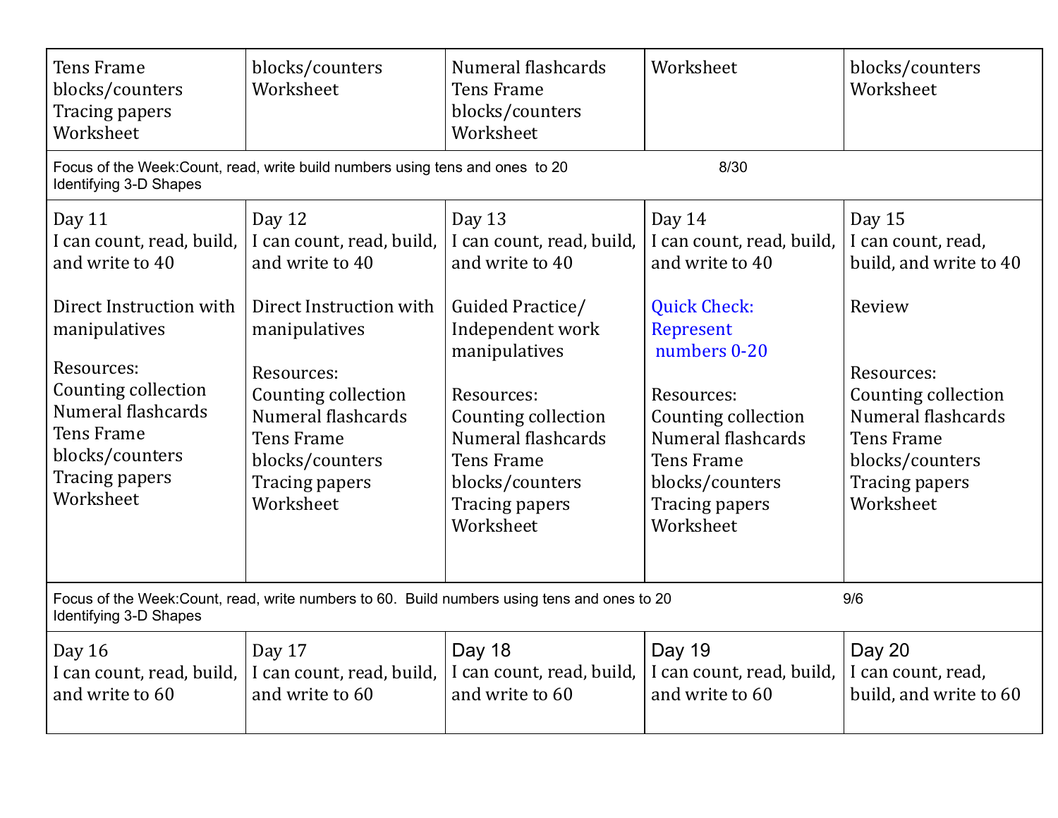| | | | | |
|---|---|---|---|---|
| Tens Frame<br>blocks/counters<br>Tracing papers<br>Worksheet | blocks/counters<br>Worksheet | Numeral flashcards<br>Tens Frame<br>blocks/counters<br>Worksheet | Worksheet | blocks/counters<br>Worksheet |
| Focus of the Week:Count, read, write build numbers using tens and ones to 20 8/30<br>Identifying 3-D Shapes | | | | |
| Day 11<br>I can count, read, build, and write to 40<br><br>Direct Instruction with manipulatives<br><br>Resources:<br>Counting collection<br>Numeral flashcards<br>Tens Frame<br>blocks/counters<br>Tracing papers<br>Worksheet | Day 12<br>I can count, read, build, and write to 40<br><br>Direct Instruction with manipulatives<br><br>Resources:<br>Counting collection<br>Numeral flashcards<br>Tens Frame<br>blocks/counters<br>Tracing papers<br>Worksheet | Day 13<br>I can count, read, build, and write to 40<br><br>Guided Practice/ Independent work manipulatives<br><br>Resources:<br>Counting collection<br>Numeral flashcards<br>Tens Frame<br>blocks/counters<br>Tracing papers<br>Worksheet | Day 14<br>I can count, read, build, and write to 40<br><br>Quick Check: Represent numbers 0-20<br><br>Resources:<br>Counting collection<br>Numeral flashcards<br>Tens Frame<br>blocks/counters<br>Tracing papers<br>Worksheet | Day 15<br>I can count, read, build, and write to 40<br><br>Review<br><br>Resources:<br>Counting collection<br>Numeral flashcards<br>Tens Frame<br>blocks/counters<br>Tracing papers<br>Worksheet |
| Focus of the Week:Count, read, write numbers to 60. Build numbers using tens and ones to 20 9/6<br>Identifying 3-D Shapes | | | | |
| Day 16<br>I can count, read, build, and write to 60 | Day 17<br>I can count, read, build, and write to 60 | Day 18<br>I can count, read, build, and write to 60 | Day 19<br>I can count, read, build, and write to 60 | Day 20<br>I can count, read, build, and write to 60 |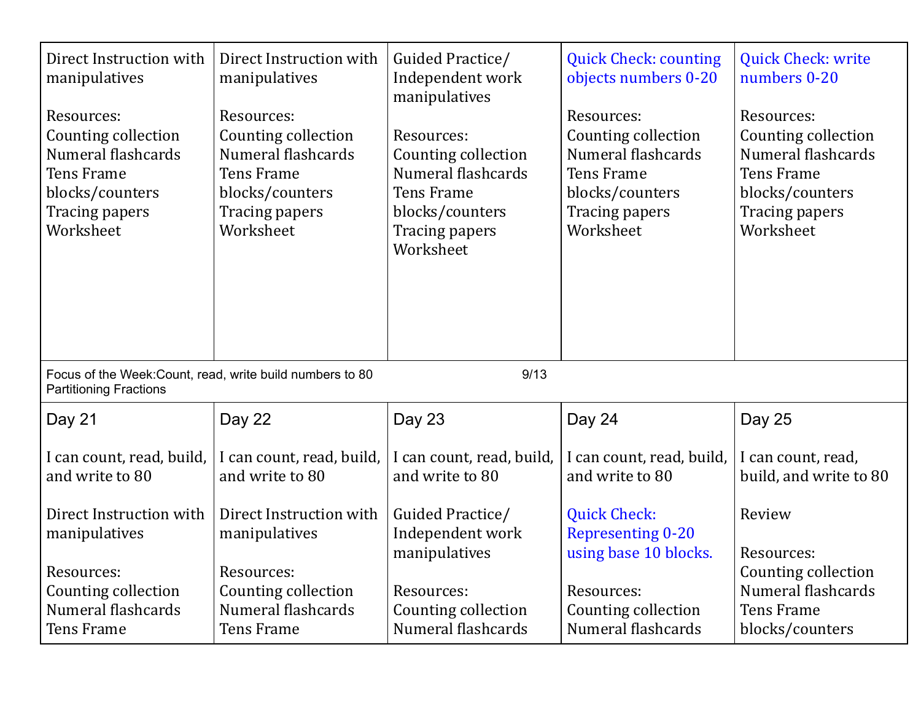| | | | | |
|---|---|---|---|---|
| Direct Instruction with manipulatives<br><br>Resources:<br>Counting collection<br>Numeral flashcards<br>Tens Frame<br>blocks/counters<br>Tracing papers<br>Worksheet | Direct Instruction with manipulatives<br><br>Resources:<br>Counting collection<br>Numeral flashcards<br>Tens Frame<br>blocks/counters<br>Tracing papers<br>Worksheet | Guided Practice/<br>Independent work manipulatives<br><br>Resources:<br>Counting collection<br>Numeral flashcards<br>Tens Frame<br>blocks/counters<br>Tracing papers<br>Worksheet | Quick Check: counting objects numbers 0-20<br><br>Resources:<br>Counting collection<br>Numeral flashcards<br>Tens Frame<br>blocks/counters<br>Tracing papers<br>Worksheet | Quick Check: write numbers 0-20<br><br>Resources:<br>Counting collection<br>Numeral flashcards<br>Tens Frame<br>blocks/counters<br>Tracing papers<br>Worksheet |
| Focus of the Week:Count, read, write build numbers to 80 9/13<br>Partitioning Fractions | | | | |
| Day 21<br><br>I can count, read, build, and write to 80<br><br>Direct Instruction with manipulatives<br><br>Resources:<br>Counting collection<br>Numeral flashcards<br>Tens Frame | Day 22<br><br>I can count, read, build, and write to 80<br><br>Direct Instruction with manipulatives<br><br>Resources:<br>Counting collection<br>Numeral flashcards<br>Tens Frame | Day 23<br><br>I can count, read, build, and write to 80<br><br>Guided Practice/<br>Independent work manipulatives<br><br>Resources:<br>Counting collection<br>Numeral flashcards | Day 24<br><br>I can count, read, build, and write to 80<br><br>Quick Check: Representing 0-20 using base 10 blocks.<br><br>Resources:<br>Counting collection<br>Numeral flashcards | Day 25<br><br>I can count, read, build, and write to 80<br><br>Review<br><br>Resources:<br>Counting collection<br>Numeral flashcards<br>Tens Frame<br>blocks/counters |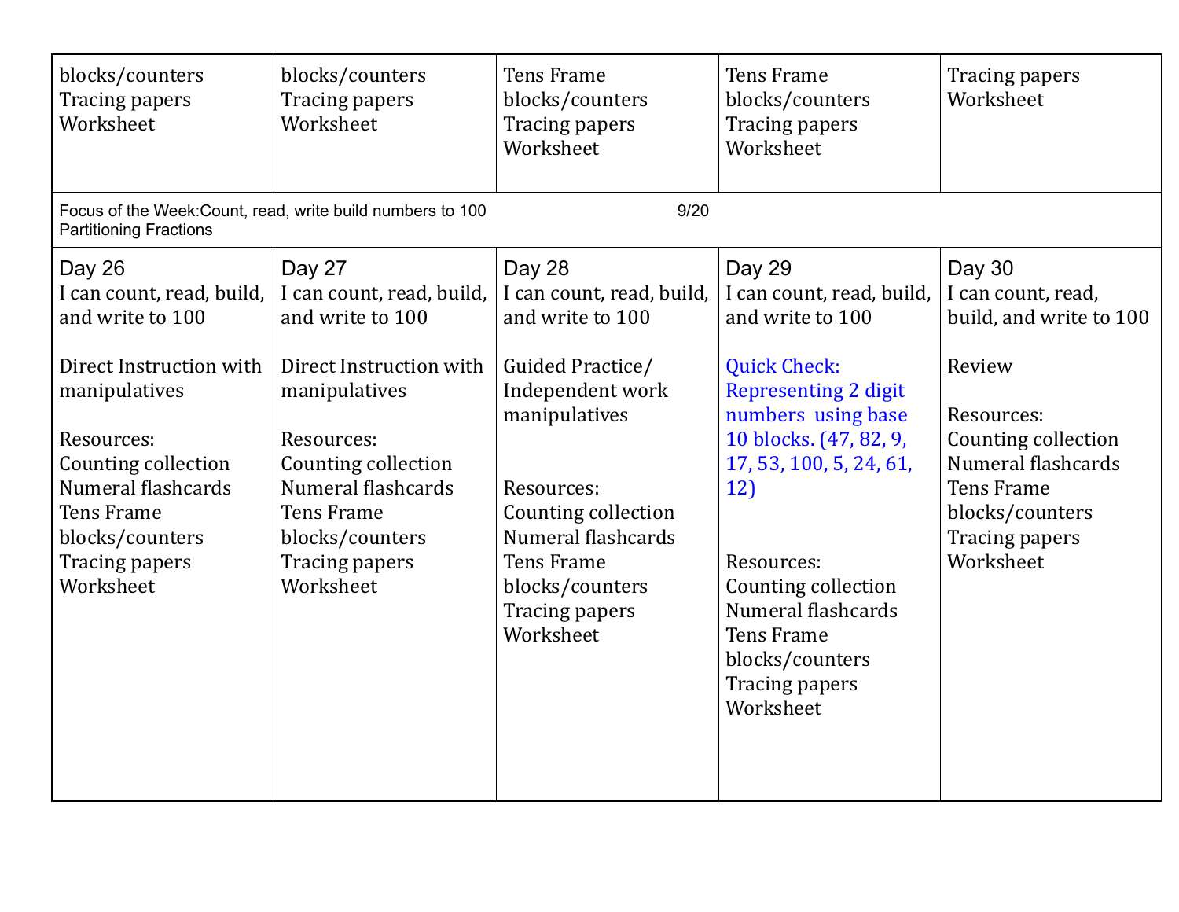| | | | | |
|---|---|---|---|---|
| blocks/counters<br>Tracing papers<br>Worksheet | blocks/counters<br>Tracing papers<br>Worksheet | Tens Frame<br>blocks/counters<br>Tracing papers<br>Worksheet | Tens Frame<br>blocks/counters<br>Tracing papers<br>Worksheet | Tracing papers<br>Worksheet |

Focus of the Week:Count, read, write build numbers to 100 9/20
Partitioning Fractions

| Day 26 | Day 27 | Day 28 | Day 29 | Day 30 |
|---|---|---|---|---|
| I can count, read, build, and write to 100<br><br>Direct Instruction with manipulatives<br><br>Resources:<br>Counting collection<br>Numeral flashcards<br>Tens Frame<br>blocks/counters<br>Tracing papers<br>Worksheet | I can count, read, build, and write to 100<br><br>Direct Instruction with manipulatives<br><br>Resources:<br>Counting collection<br>Numeral flashcards<br>Tens Frame<br>blocks/counters<br>Tracing papers<br>Worksheet | I can count, read, build, and write to 100<br><br>Guided Practice/<br>Independent work manipulatives<br><br>Resources:<br>Counting collection<br>Numeral flashcards<br>Tens Frame<br>blocks/counters<br>Tracing papers<br>Worksheet | I can count, read, build, and write to 100<br><br>Quick Check: Representing 2 digit numbers using base 10 blocks. (47, 82, 9, 17, 53, 100, 5, 24, 61, 12)<br><br>Resources:<br>Counting collection<br>Numeral flashcards<br>Tens Frame<br>blocks/counters<br>Tracing papers<br>Worksheet | I can count, read, build, and write to 100<br><br>Review<br><br>Resources:<br>Counting collection<br>Numeral flashcards<br>Tens Frame<br>blocks/counters<br>Tracing papers<br>Worksheet |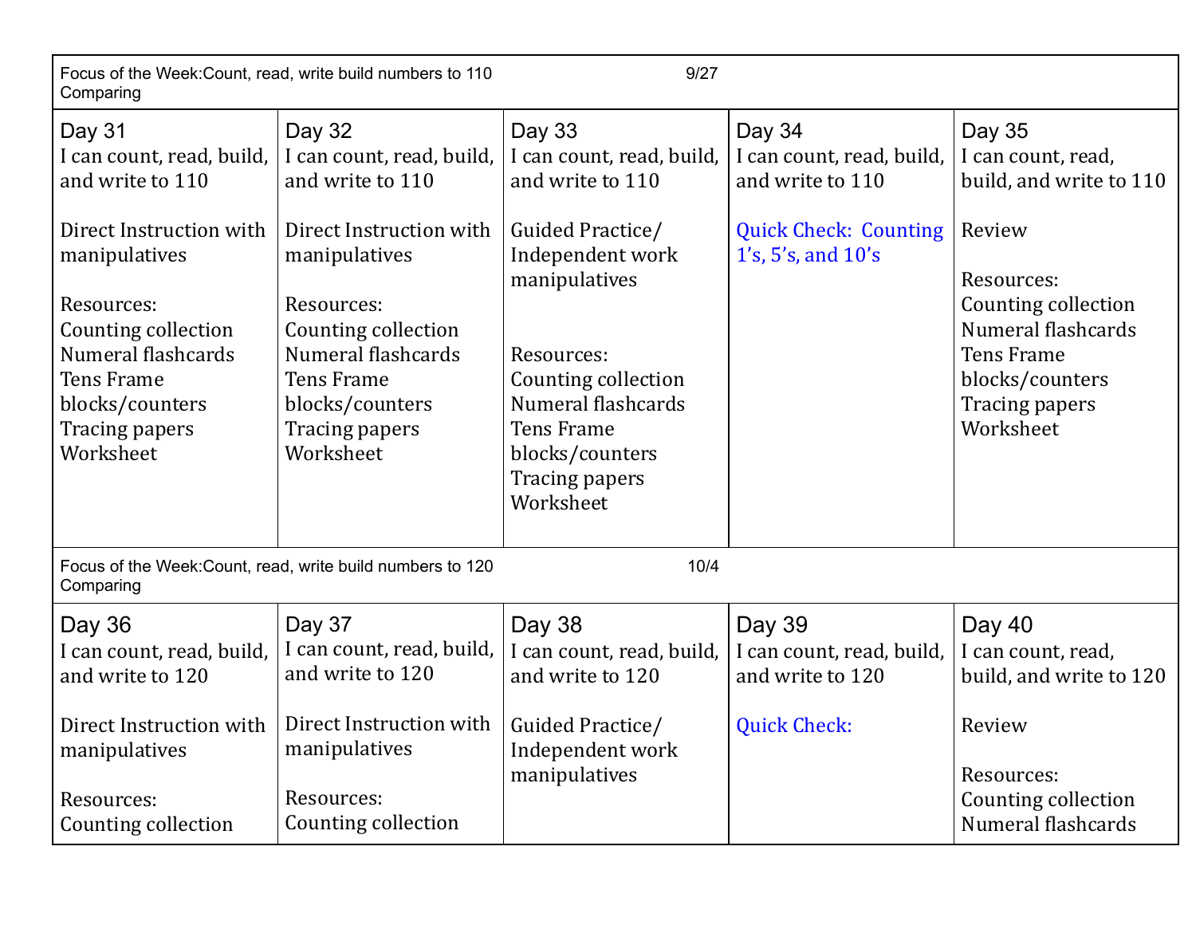| Focus of the Week:Count, read, write build numbers to 110 Comparing | 9/27 | | | |
|---|---|---|---|---|
| Day 31<br>I can count, read, build, and write to 110<br><br>Direct Instruction with manipulatives<br><br>Resources:<br>Counting collection<br>Numeral flashcards<br>Tens Frame<br>blocks/counters<br>Tracing papers<br>Worksheet | Day 32<br>I can count, read, build, and write to 110<br><br>Direct Instruction with manipulatives<br><br>Resources:<br>Counting collection<br>Numeral flashcards<br>Tens Frame<br>blocks/counters<br>Tracing papers<br>Worksheet | Day 33<br>I can count, read, build, and write to 110<br><br>Guided Practice/ Independent work manipulatives<br><br>Resources:<br>Counting collection<br>Numeral flashcards<br>Tens Frame<br>blocks/counters<br>Tracing papers<br>Worksheet | Day 34<br>I can count, read, build, and write to 110<br><br>Quick Check: Counting 1's, 5's, and 10's | Day 35<br>I can count, read, build, and write to 110<br><br>Review<br><br>Resources:<br>Counting collection<br>Numeral flashcards<br>Tens Frame<br>blocks/counters<br>Tracing papers<br>Worksheet |

| Focus of the Week:Count, read, write build numbers to 120 Comparing | 10/4 | | | |
|---|---|---|---|---|
| Day 36<br>I can count, read, build, and write to 120<br><br>Direct Instruction with manipulatives<br><br>Resources:<br>Counting collection | Day 37<br>I can count, read, build, and write to 120<br><br>Direct Instruction with manipulatives<br><br>Resources:<br>Counting collection | Day 38<br>I can count, read, build, and write to 120<br><br>Guided Practice/ Independent work manipulatives | Day 39<br>I can count, read, build, and write to 120<br><br>Quick Check: | Day 40<br>I can count, read, build, and write to 120<br><br>Review<br><br>Resources:<br>Counting collection<br>Numeral flashcards |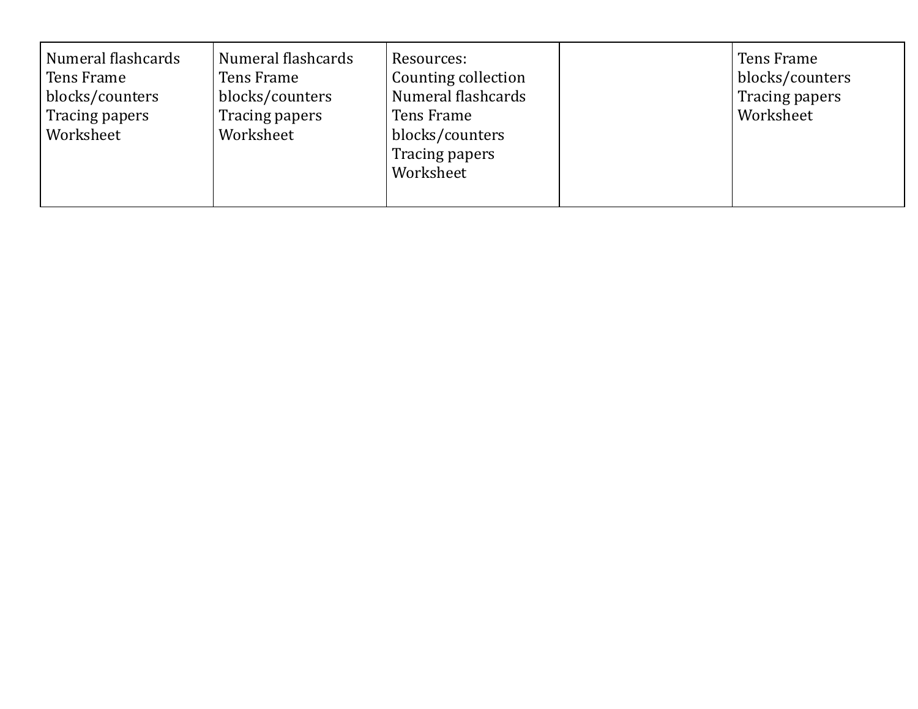| | | | | |
|---|---|---|---|---|
| Numeral flashcards<br>Tens Frame<br>blocks/counters<br>Tracing papers<br>Worksheet | Numeral flashcards<br>Tens Frame<br>blocks/counters<br>Tracing papers<br>Worksheet | Resources:<br>Counting collection<br>Numeral flashcards<br>Tens Frame<br>blocks/counters<br>Tracing papers<br>Worksheet | | Tens Frame<br>blocks/counters<br>Tracing papers<br>Worksheet |